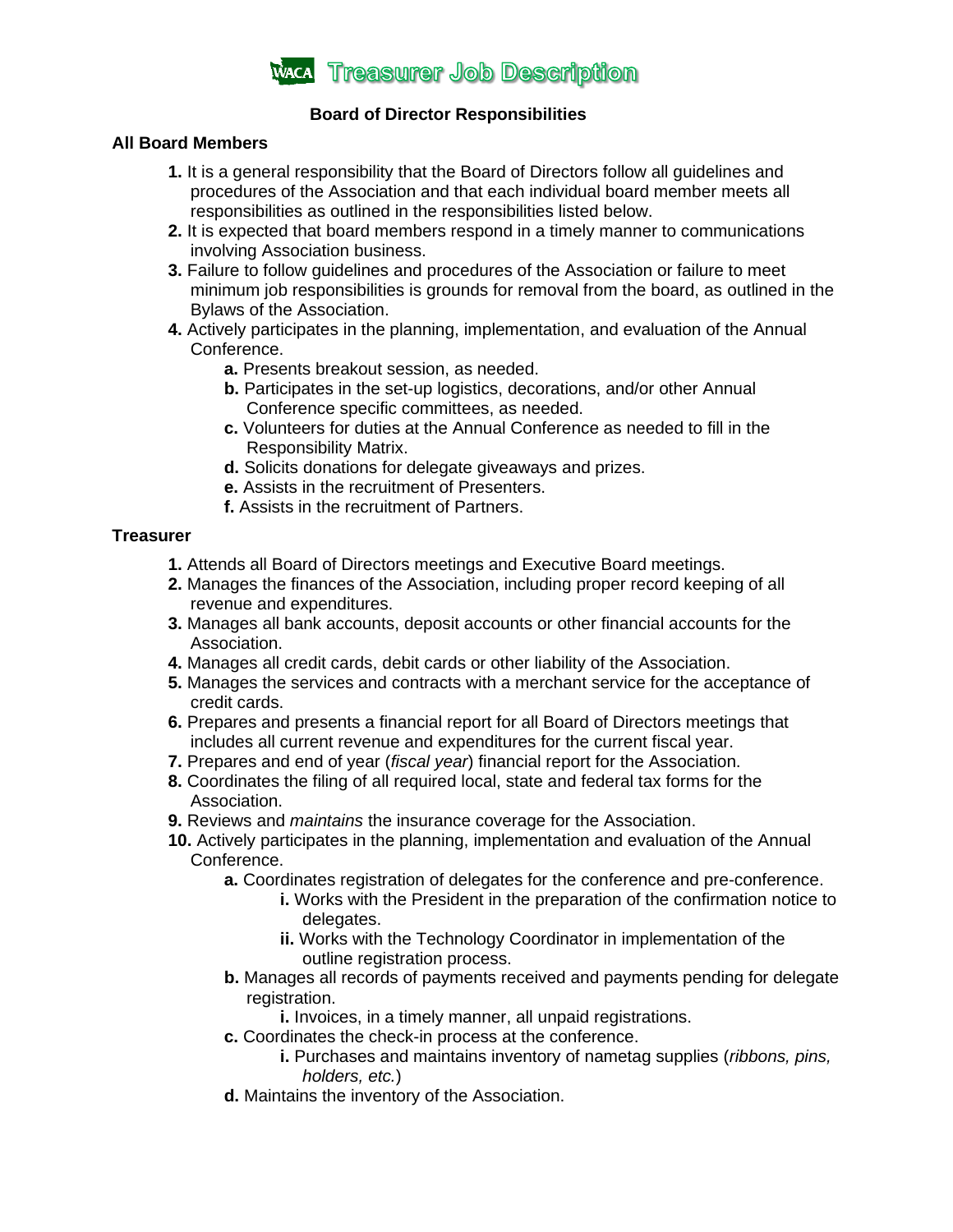# WACA Treasurer Job Description

## Board of Director Responsibilities

### All Board Members

1. It is a general responsibility that the Board of Directors follow all guidelines and procedures of the Association and that each individual board member meets all responsibilities as outlined in the responsibilities listed below.
2. It is expected that board members respond in a timely manner to communications involving Association business.
3. Failure to follow guidelines and procedures of the Association or failure to meet minimum job responsibilities is grounds for removal from the board, as outlined in the Bylaws of the Association.
4. Actively participates in the planning, implementation, and evaluation of the Annual Conference.
   - **a.** Presents breakout session, as needed.
   - **b.** Participates in the set-up logistics, decorations, and/or other Annual Conference specific committees, as needed.
   - **c.** Volunteers for duties at the Annual Conference as needed to fill in the Responsibility Matrix.
   - **d.** Solicits donations for delegate giveaways and prizes.
   - **e.** Assists in the recruitment of Presenters.
   - **f.** Assists in the recruitment of Partners.

### Treasurer

1. Attends all Board of Directors meetings and Executive Board meetings.
2. Manages the finances of the Association, including proper record keeping of all revenue and expenditures.
3. Manages all bank accounts, deposit accounts or other financial accounts for the Association.
4. Manages all credit cards, debit cards or other liability of the Association.
5. Manages the services and contracts with a merchant service for the acceptance of credit cards.
6. Prepares and presents a financial report for all Board of Directors meetings that includes all current revenue and expenditures for the current fiscal year.
7. Prepares and end of year (*fiscal year*) financial report for the Association.
8. Coordinates the filing of all required local, state and federal tax forms for the Association.
9. Reviews and *maintains* the insurance coverage for the Association.
10. Actively participates in the planning, implementation and evaluation of the Annual Conference.
    - **a.** Coordinates registration of delegates for the conference and pre-conference.
      - **i.** Works with the President in the preparation of the confirmation notice to delegates.
      - **ii.** Works with the Technology Coordinator in implementation of the outline registration process.
    - **b.** Manages all records of payments received and payments pending for delegate registration.
      - **i.** Invoices, in a timely manner, all unpaid registrations.
    - **c.** Coordinates the check-in process at the conference.
      - **i.** Purchases and maintains inventory of nametag supplies (*ribbons, pins, holders, etc.*)
    - **d.** Maintains the inventory of the Association.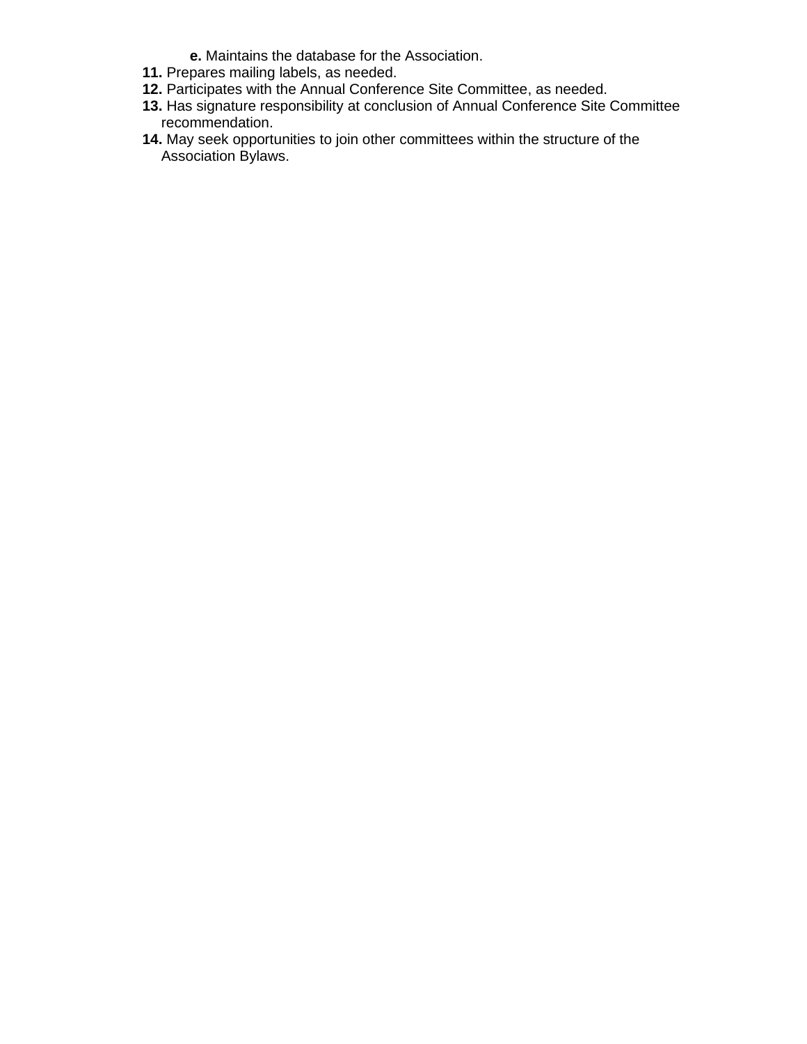- **e.** Maintains the database for the Association.

11. Prepares mailing labels, as needed.
12. Participates with the Annual Conference Site Committee, as needed.
13. Has signature responsibility at conclusion of Annual Conference Site Committee recommendation.
14. May seek opportunities to join other committees within the structure of the Association Bylaws.